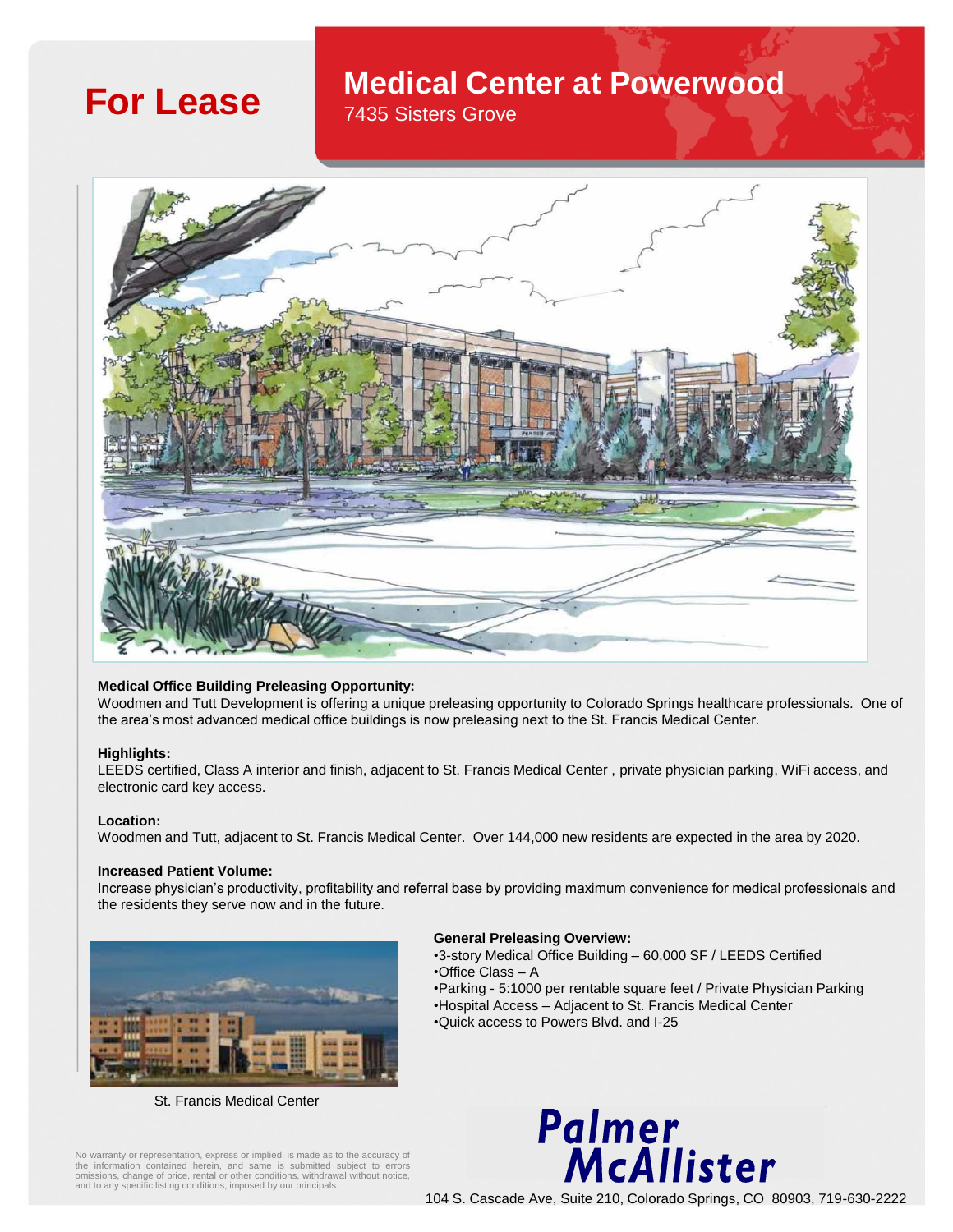# For Lease

## Medical Center at Powerwood

7435 Sisters Grove

**Medical Office Building Preleasing Opportunity:**
Woodmen and Tutt Development is offering a unique preleasing opportunity to Colorado Springs healthcare professionals. One of the area's most advanced medical office buildings is now preleasing next to the St. Francis Medical Center.

**Highlights:**
LEEDS certified, Class A interior and finish, adjacent to St. Francis Medical Center , private physician parking, WiFi access, and electronic card key access.

**Location:**
Woodmen and Tutt, adjacent to St. Francis Medical Center. Over 144,000 new residents are expected in the area by 2020.

**Increased Patient Volume:**
Increase physician's productivity, profitability and referral base by providing maximum convenience for medical professionals and the residents they serve now and in the future.

St. Francis Medical Center

**General Preleasing Overview:**

- 3-story Medical Office Building – 60,000 SF / LEEDS Certified
- Office Class – A
- Parking - 5:1000 per rentable square feet / Private Physician Parking
- Hospital Access – Adjacent to St. Francis Medical Center
- Quick access to Powers Blvd. and I-25

No warranty or representation, express or implied, is made as to the accuracy of the information contained herein, and same is submitted subject to errors omissions, change of price, rental or other conditions, withdrawal without notice, and to any specific listing conditions, imposed by our principals.

**Palmer McAllister**

104 S. Cascade Ave, Suite 210, Colorado Springs, CO 80903, 719-630-2222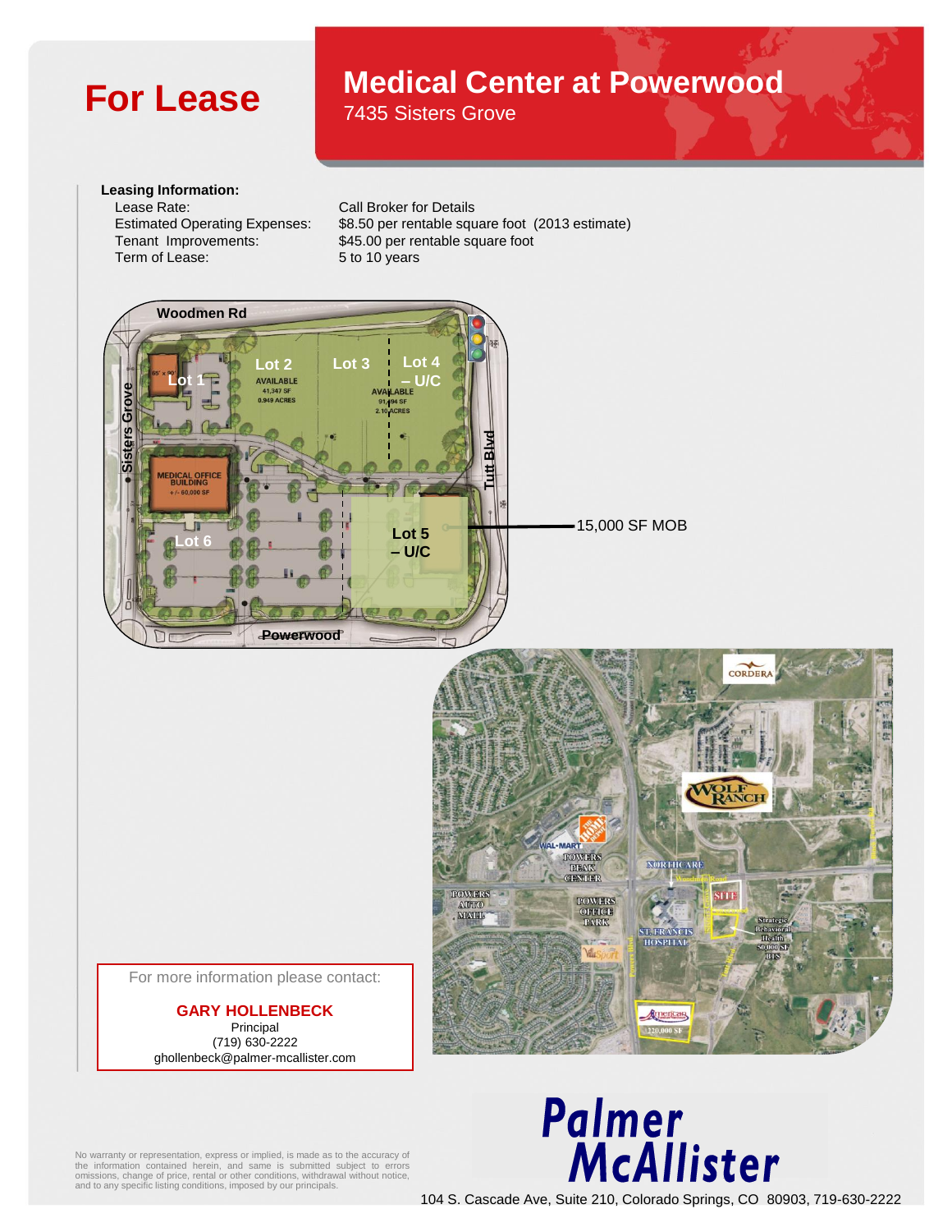# For Lease

## Medical Center at Powerwood

7435 Sisters Grove

**Leasing Information:**

| | |
|---|---|
| Lease Rate: | Call Broker for Details |
| Estimated Operating Expenses: | $8.50 per rentable square foot (2013 estimate) |
| Tenant Improvements: | $45.00 per rentable square foot |
| Term of Lease: | 5 to 10 years |

Woodmen Rd

Sisters Grove

Tutt Blvd

Powerwood

Lot 1

65' x 90'

Lot 2

AVAILABLE

41,347 SF

0.949 ACRES

Lot 3

AVAILABLE

91,494 SF

2.10 ACRES

Lot 4 – U/C

MEDICAL OFFICE BUILDING

+/- 60,000 SF

Lot 5 – U/C

Lot 6

15,000 SF MOB

CORDERA

WOLF RANCH

WAL-MART

POWERS PEAK CENTER

NORTHCARE

POWERS AUTO MALL

POWERS OFFICE PARK

SITE

ST. FRANCIS HOSPITAL

Strategic Behavioral Health 50,000 SF BTS

220,000 SF

For more information please contact:

**GARY HOLLENBECK**

Principal

(719) 630-2222

ghollenbeck@palmer-mcallister.com

No warranty or representation, express or implied, is made as to the accuracy of the information contained herein, and same is submitted subject to errors omissions, change of price, rental or other conditions, withdrawal without notice, and to any specific listing conditions, imposed by our principals.

**Palmer McAllister**

104 S. Cascade Ave, Suite 210, Colorado Springs, CO 80903, 719-630-2222